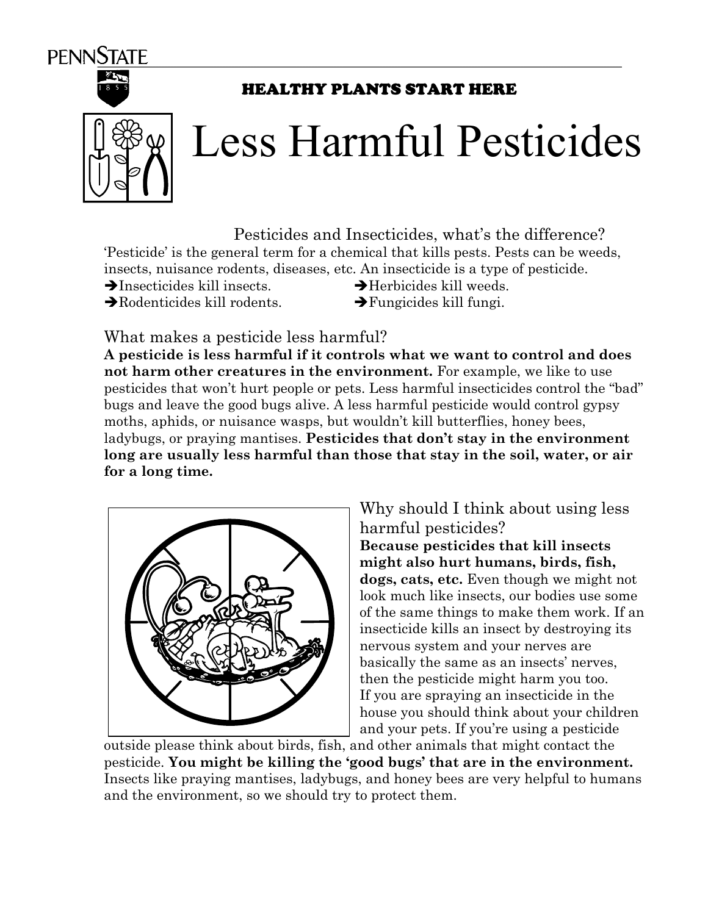PENNSTATE

HEALTHY PLANTS START HERE

# Less Harmful Pesticides

## Pesticides and Insecticides, what's the difference?

'Pesticide' is the general term for a chemical that kills pests. Pests can be weeds, insects, nuisance rodents, diseases, etc. An insecticide is a type of pesticide.

- ➔Insecticides kill insects.
- ➔Herbicides kill weeds.
- ➔Rodenticides kill rodents.
- ➔Fungicides kill fungi.

## What makes a pesticide less harmful?

**A pesticide is less harmful if it controls what we want to control and does not harm other creatures in the environment.** For example, we like to use pesticides that won't hurt people or pets. Less harmful insecticides control the "bad" bugs and leave the good bugs alive. A less harmful pesticide would control gypsy moths, aphids, or nuisance wasps, but wouldn't kill butterflies, honey bees, ladybugs, or praying mantises. **Pesticides that don't stay in the environment long are usually less harmful than those that stay in the soil, water, or air for a long time.**

## Why should I think about using less harmful pesticides?

**Because pesticides that kill insects might also hurt humans, birds, fish, dogs, cats, etc.** Even though we might not look much like insects, our bodies use some of the same things to make them work. If an insecticide kills an insect by destroying its nervous system and your nerves are basically the same as an insects' nerves, then the pesticide might harm you too. If you are spraying an insecticide in the house you should think about your children and your pets. If you're using a pesticide outside please think about birds, fish, and other animals that might contact the pesticide. **You might be killing the 'good bugs' that are in the environment.** Insects like praying mantises, ladybugs, and honey bees are very helpful to humans and the environment, so we should try to protect them.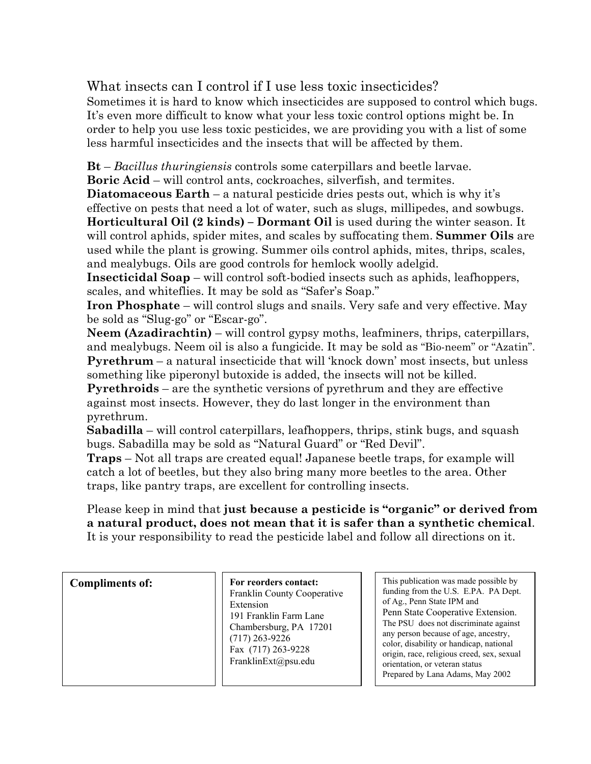## What insects can I control if I use less toxic insecticides?

Sometimes it is hard to know which insecticides are supposed to control which bugs. It's even more difficult to know what your less toxic control options might be. In order to help you use less toxic pesticides, we are providing you with a list of some less harmful insecticides and the insects that will be affected by them.

**Bt** – *Bacillus thuringiensis* controls some caterpillars and beetle larvae.
**Boric Acid** – will control ants, cockroaches, silverfish, and termites.
**Diatomaceous Earth** – a natural pesticide dries pests out, which is why it's effective on pests that need a lot of water, such as slugs, millipedes, and sowbugs.
**Horticultural Oil (2 kinds) – Dormant Oil** is used during the winter season. It will control aphids, spider mites, and scales by suffocating them. **Summer Oils** are used while the plant is growing. Summer oils control aphids, mites, thrips, scales, and mealybugs. Oils are good controls for hemlock woolly adelgid.
**Insecticidal Soap** – will control soft-bodied insects such as aphids, leafhoppers, scales, and whiteflies. It may be sold as "Safer's Soap."
**Iron Phosphate** – will control slugs and snails. Very safe and very effective. May be sold as "Slug-go" or "Escar-go".
**Neem (Azadirachtin)** – will control gypsy moths, leafminers, thrips, caterpillars, and mealybugs. Neem oil is also a fungicide. It may be sold as "Bio-neem" or "Azatin".
**Pyrethrum** – a natural insecticide that will 'knock down' most insects, but unless something like piperonyl butoxide is added, the insects will not be killed.
**Pyrethroids** – are the synthetic versions of pyrethrum and they are effective against most insects. However, they do last longer in the environment than pyrethrum.
**Sabadilla** – will control caterpillars, leafhoppers, thrips, stink bugs, and squash bugs. Sabadilla may be sold as "Natural Guard" or "Red Devil".
**Traps** – Not all traps are created equal! Japanese beetle traps, for example will catch a lot of beetles, but they also bring many more beetles to the area. Other traps, like pantry traps, are excellent for controlling insects.

Please keep in mind that **just because a pesticide is "organic" or derived from a natural product, does not mean that it is safer than a synthetic chemical**. It is your responsibility to read the pesticide label and follow all directions on it.

**Compliments of:**

**For reorders contact:**
Franklin County Cooperative Extension
191 Franklin Farm Lane
Chambersburg, PA 17201
(717) 263-9226
Fax (717) 263-9228
FranklinExt@psu.edu

This publication was made possible by funding from the U.S. E.PA. PA Dept. of Ag., Penn State IPM and Penn State Cooperative Extension. The PSU does not discriminate against any person because of age, ancestry, color, disability or handicap, national origin, race, religious creed, sex, sexual orientation, or veteran status
Prepared by Lana Adams, May 2002